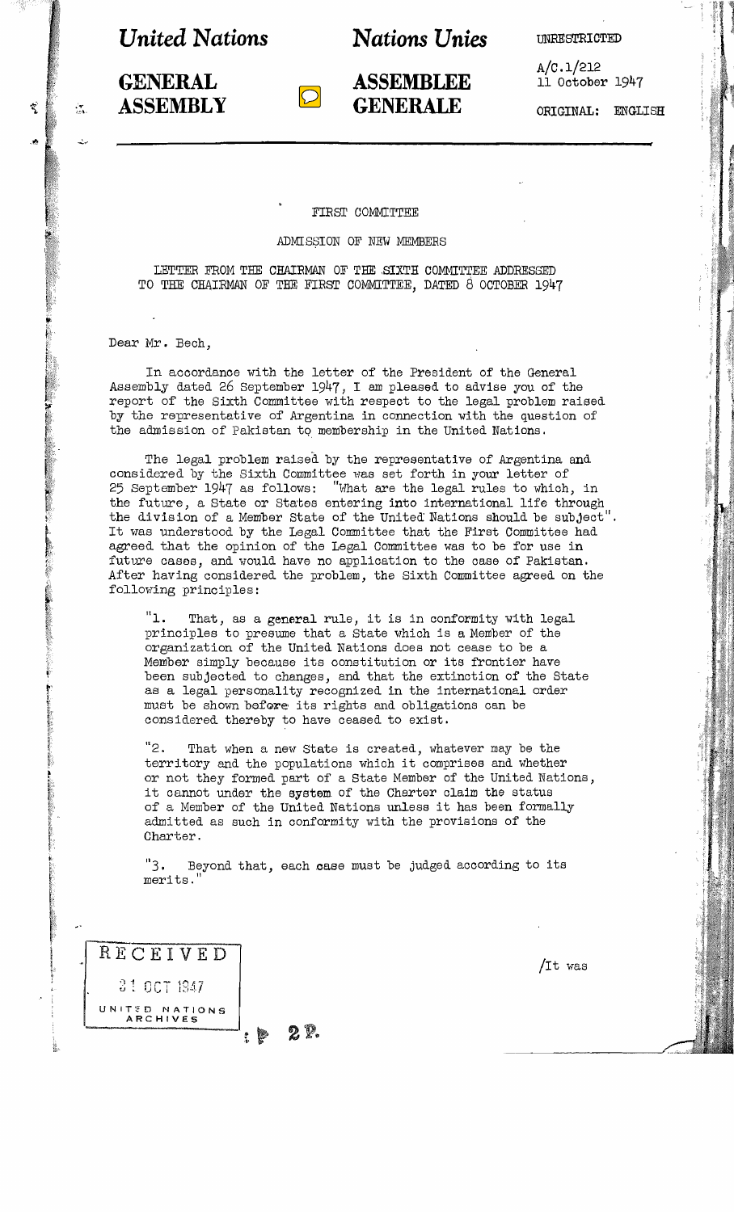United Nations | Nations Unies

GENERAL ASSEMBLY | ASSEMBLEE GENERALE

UNRESTRICTED

A/C.1/212
11 October 1947

ORIGINAL: ENGLISH

FIRST COMMITTEE

ADMISSION OF NEW MEMBERS

LETTER FROM THE CHAIRMAN OF THE SIXTH COMMITTEE ADDRESSED TO THE CHAIRMAN OF THE FIRST COMMITTEE, DATED 8 OCTOBER 1947

Dear Mr. Bech,

In accordance with the letter of the President of the General Assembly dated 26 September 1947, I am pleased to advise you of the report of the Sixth Committee with respect to the legal problem raised by the representative of Argentina in connection with the question of the admission of Pakistan to membership in the United Nations.

The legal problem raised by the representative of Argentina and considered by the Sixth Committee was set forth in your letter of 25 September 1947 as follows: "What are the legal rules to which, in the future, a State or States entering into international life through the division of a Member State of the United Nations should be subject". It was understood by the Legal Committee that the First Committee had agreed that the opinion of the Legal Committee was to be for use in future cases, and would have no application to the case of Pakistan. After having considered the problem, the Sixth Committee agreed on the following principles:

"1. That, as a general rule, it is in conformity with legal principles to presume that a State which is a Member of the organization of the United Nations does not cease to be a Member simply because its constitution or its frontier have been subjected to changes, and that the extinction of the State as a legal personality recognized in the international order must be shown before its rights and obligations can be considered thereby to have ceased to exist.

"2. That when a new State is created, whatever may be the territory and the populations which it comprises and whether or not they formed part of a State Member of the United Nations, it cannot under the system of the Charter claim the status of a Member of the United Nations unless it has been formally admitted as such in conformity with the provisions of the Charter.

"3. Beyond that, each case must be judged according to its merits."

RECEIVED
31 OCT 1947
UNITED NATIONS ARCHIVES

/It was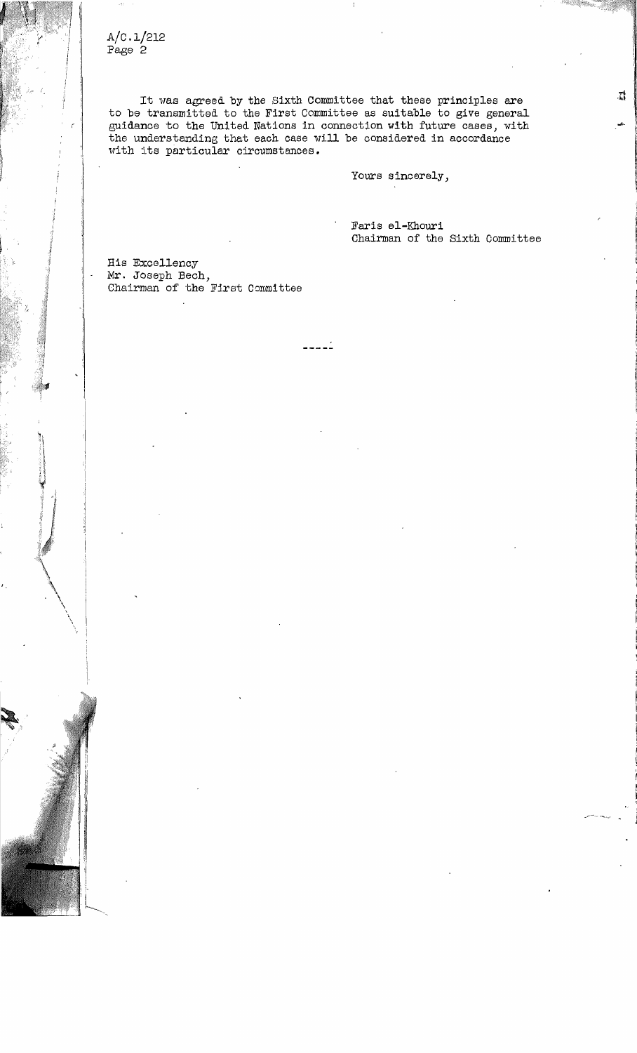It was agreed by the Sixth Committee that these principles are to be transmitted to the First Committee as suitable to give general guidance to the United Nations in connection with future cases, with the understanding that each case will be considered in accordance with its particular circumstances.

Yours sincerely,

Faris el-Khouri
Chairman of the Sixth Committee

His Excellency
Mr. Joseph Bech,
Chairman of the First Committee

-----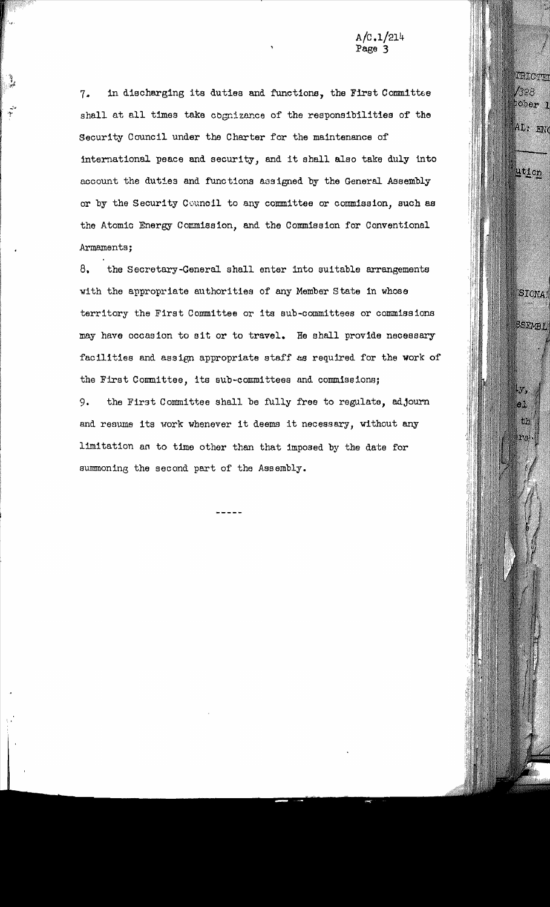7. in discharging its duties and functions, the First Committee shall at all times take cognizance of the responsibilities of the Security Council under the Charter for the maintenance of international peace and security, and it shall also take duly into account the duties and functions assigned by the General Assembly or by the Security Council to any committee or commission, such as the Atomic Energy Commission, and the Commission for Conventional Armaments;

8. the Secretary-General shall enter into suitable arrangements with the appropriate authorities of any Member State in whose territory the First Committee or its sub-committees or commissions may have occasion to sit or to travel. He shall provide necessary facilities and assign appropriate staff as required for the work of the First Committee, its sub-committees and commissions;

9. the First Committee shall be fully free to regulate, adjourn and resume its work whenever it deems it necessary, without any limitation as to time other than that imposed by the date for summoning the second part of the Assembly.

-----